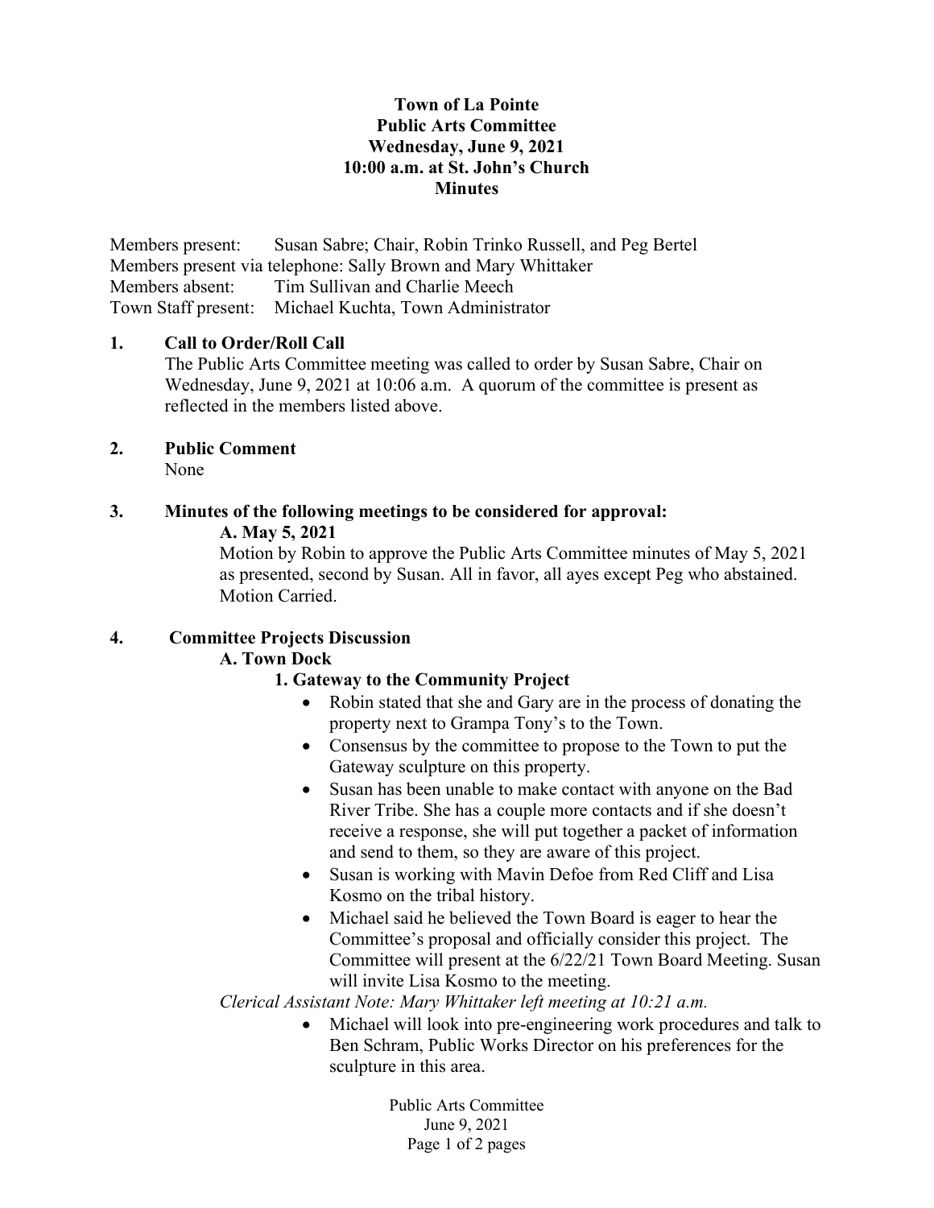**Town of La Pointe**
**Public Arts Committee**
**Wednesday, June 9, 2021**
**10:00 a.m. at St. John's Church**
**Minutes**

Members present: Susan Sabre; Chair, Robin Trinko Russell, and Peg Bertel
Members present via telephone: Sally Brown and Mary Whittaker
Members absent: Tim Sullivan and Charlie Meech
Town Staff present: Michael Kuchta, Town Administrator

**1. Call to Order/Roll Call**

The Public Arts Committee meeting was called to order by Susan Sabre, Chair on Wednesday, June 9, 2021 at 10:06 a.m. A quorum of the committee is present as reflected in the members listed above.

**2. Public Comment**

None

**3. Minutes of the following meetings to be considered for approval:**

**A. May 5, 2021**

Motion by Robin to approve the Public Arts Committee minutes of May 5, 2021 as presented, second by Susan. All in favor, all ayes except Peg who abstained. Motion Carried.

**4. Committee Projects Discussion**

**A. Town Dock**

**1. Gateway to the Community Project**

- Robin stated that she and Gary are in the process of donating the property next to Grampa Tony's to the Town.
- Consensus by the committee to propose to the Town to put the Gateway sculpture on this property.
- Susan has been unable to make contact with anyone on the Bad River Tribe. She has a couple more contacts and if she doesn't receive a response, she will put together a packet of information and send to them, so they are aware of this project.
- Susan is working with Mavin Defoe from Red Cliff and Lisa Kosmo on the tribal history.
- Michael said he believed the Town Board is eager to hear the Committee's proposal and officially consider this project. The Committee will present at the 6/22/21 Town Board Meeting. Susan will invite Lisa Kosmo to the meeting.

*Clerical Assistant Note: Mary Whittaker left meeting at 10:21 a.m.*

- Michael will look into pre-engineering work procedures and talk to Ben Schram, Public Works Director on his preferences for the sculpture in this area.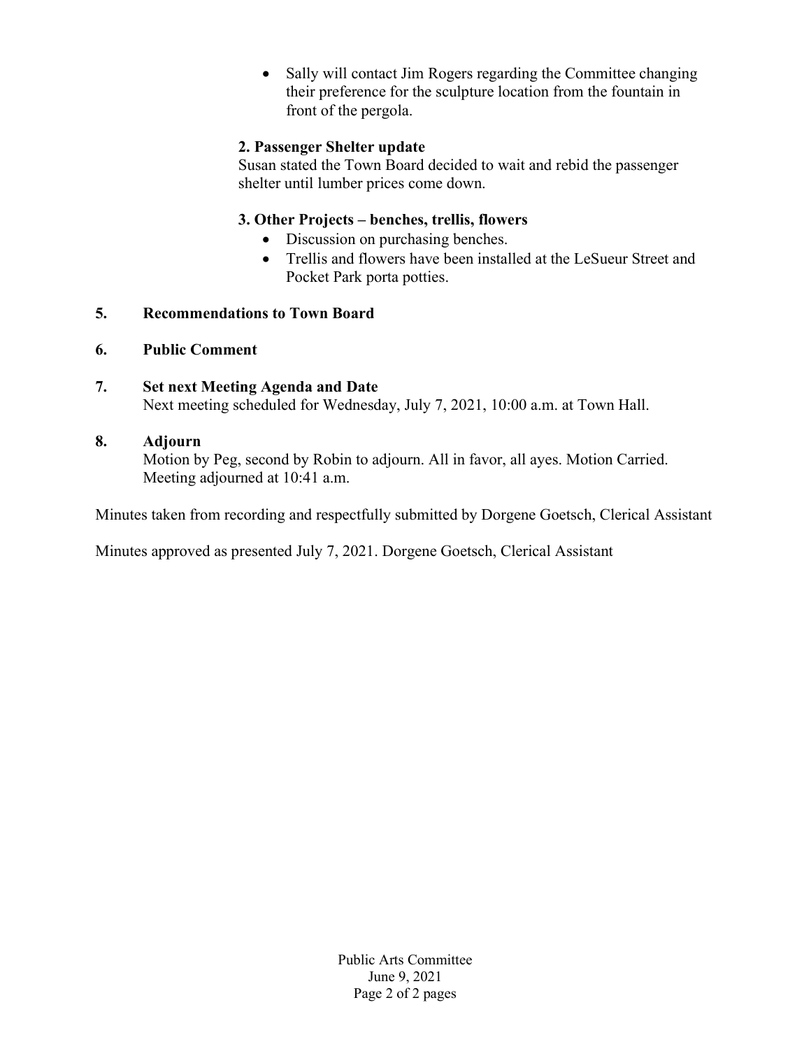- Sally will contact Jim Rogers regarding the Committee changing their preference for the sculpture location from the fountain in front of the pergola.

**2. Passenger Shelter update**

Susan stated the Town Board decided to wait and rebid the passenger shelter until lumber prices come down.

**3. Other Projects – benches, trellis, flowers**

- Discussion on purchasing benches.
- Trellis and flowers have been installed at the LeSueur Street and Pocket Park porta potties.

**5. Recommendations to Town Board**

**6. Public Comment**

**7. Set next Meeting Agenda and Date**

Next meeting scheduled for Wednesday, July 7, 2021, 10:00 a.m. at Town Hall.

**8. Adjourn**

Motion by Peg, second by Robin to adjourn. All in favor, all ayes. Motion Carried. Meeting adjourned at 10:41 a.m.

Minutes taken from recording and respectfully submitted by Dorgene Goetsch, Clerical Assistant

Minutes approved as presented July 7, 2021. Dorgene Goetsch, Clerical Assistant